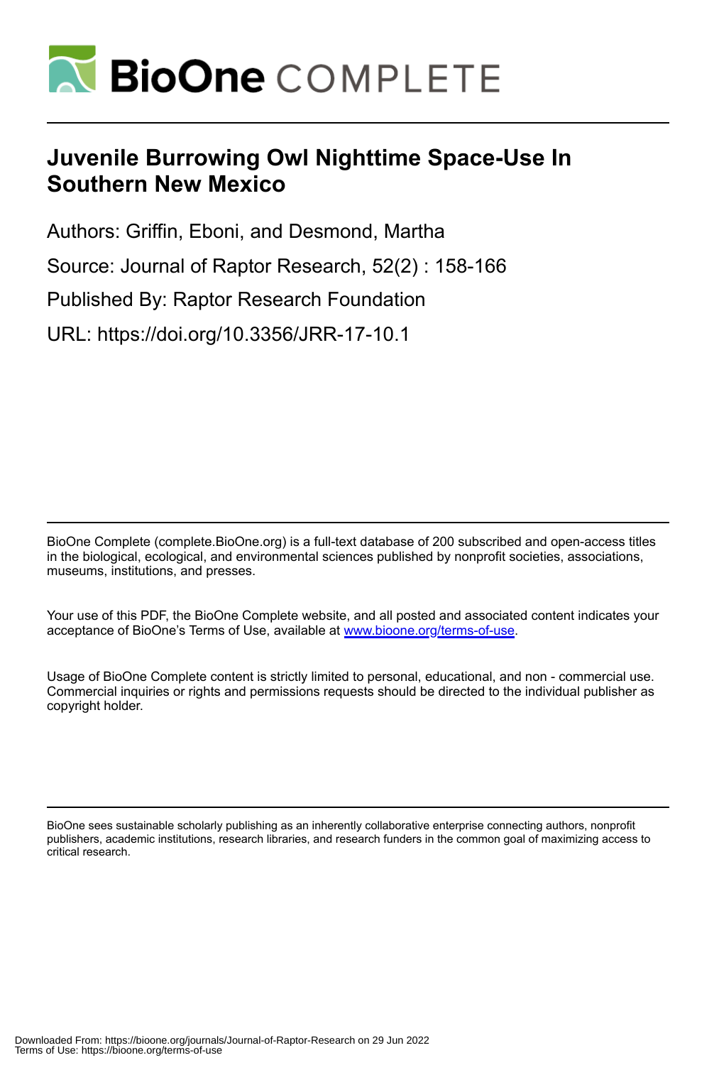# Juvenile Burrowing Owl Nighttime Space-Use In Southern New Mexico

Authors: Griffin, Eboni, and Desmond, Martha

Source: Journal of Raptor Research, 52(2) : 158-166

Published By: Raptor Research Foundation

URL: https://doi.org/10.3356/JRR-17-10.1

BioOne Complete (complete.BioOne.org) is a full-text database of 200 subscribed and open-access titles in the biological, ecological, and environmental sciences published by nonprofit societies, associations, museums, institutions, and presses.

Your use of this PDF, the BioOne Complete website, and all posted and associated content indicates your acceptance of BioOne's Terms of Use, available at www.bioone.org/terms-of-use.

Usage of BioOne Complete content is strictly limited to personal, educational, and non - commercial use. Commercial inquiries or rights and permissions requests should be directed to the individual publisher as copyright holder.

BioOne sees sustainable scholarly publishing as an inherently collaborative enterprise connecting authors, nonprofit publishers, academic institutions, research libraries, and research funders in the common goal of maximizing access to critical research.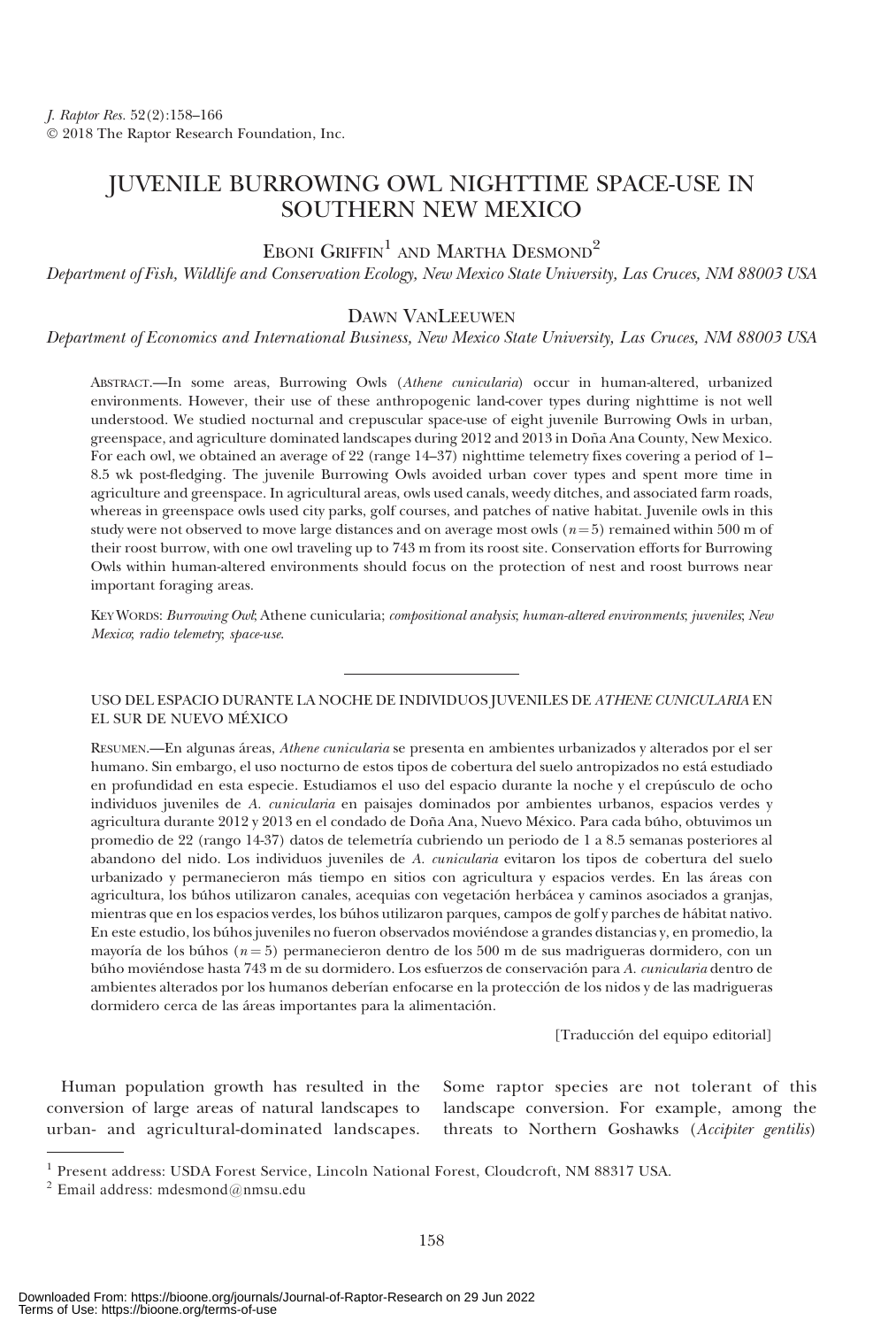# JUVENILE BURROWING OWL NIGHTTIME SPACE-USE IN SOUTHERN NEW MEXICO

EBONI GRIFFIN[1] AND MARTHA DESMOND[2]

*Department of Fish, Wildlife and Conservation Ecology, New Mexico State University, Las Cruces, NM 88003 USA*

DAWN VANLEEUWEN

*Department of Economics and International Business, New Mexico State University, Las Cruces, NM 88003 USA*

ABSTRACT.—In some areas, Burrowing Owls (*Athene cunicularia*) occur in human-altered, urbanized environments. However, their use of these anthropogenic land-cover types during nighttime is not well understood. We studied nocturnal and crepuscular space-use of eight juvenile Burrowing Owls in urban, greenspace, and agriculture dominated landscapes during 2012 and 2013 in Doña Ana County, New Mexico. For each owl, we obtained an average of 22 (range 14–37) nighttime telemetry fixes covering a period of 1–8.5 wk post-fledging. The juvenile Burrowing Owls avoided urban cover types and spent more time in agriculture and greenspace. In agricultural areas, owls used canals, weedy ditches, and associated farm roads, whereas in greenspace owls used city parks, golf courses, and patches of native habitat. Juvenile owls in this study were not observed to move large distances and on average most owls ($n = 5$) remained within 500 m of their roost burrow, with one owl traveling up to 743 m from its roost site. Conservation efforts for Burrowing Owls within human-altered environments should focus on the protection of nest and roost burrows near important foraging areas.

KEY WORDS: *Burrowing Owl*; Athene cunicularia; *compositional analysis*; *human-altered environments*; *juveniles*; *New Mexico*; *radio telemetry*; *space-use*.

USO DEL ESPACIO DURANTE LA NOCHE DE INDIVIDUOS JUVENILES DE *ATHENE CUNICULARIA* EN EL SUR DE NUEVO MÉXICO

RESUMEN.—En algunas áreas, *Athene cunicularia* se presenta en ambientes urbanizados y alterados por el ser humano. Sin embargo, el uso nocturno de estos tipos de cobertura del suelo antropizados no está estudiado en profundidad en esta especie. Estudiamos el uso del espacio durante la noche y el crepúsculo de ocho individuos juveniles de *A. cunicularia* en paisajes dominados por ambientes urbanos, espacios verdes y agricultura durante 2012 y 2013 en el condado de Doña Ana, Nuevo México. Para cada búho, obtuvimos un promedio de 22 (rango 14-37) datos de telemetría cubriendo un periodo de 1 a 8.5 semanas posteriores al abandono del nido. Los individuos juveniles de *A. cunicularia* evitaron los tipos de cobertura del suelo urbanizado y permanecieron más tiempo en sitios con agricultura y espacios verdes. En las áreas con agricultura, los búhos utilizaron canales, acequias con vegetación herbácea y caminos asociados a granjas, mientras que en los espacios verdes, los búhos utilizaron parques, campos de golf y parches de hábitat nativo. En este estudio, los búhos juveniles no fueron observados moviéndose a grandes distancias y, en promedio, la mayoría de los búhos ($n = 5$) permanecieron dentro de los 500 m de sus madrigueras dormidero, con un búho moviéndose hasta 743 m de su dormidero. Los esfuerzos de conservación para *A. cunicularia* dentro de ambientes alterados por los humanos deberían enfocarse en la protección de los nidos y de las madrigueras dormidero cerca de las áreas importantes para la alimentación.

[Traducción del equipo editorial]

Human population growth has resulted in the conversion of large areas of natural landscapes to urban- and agricultural-dominated landscapes. Some raptor species are not tolerant of this landscape conversion. For example, among the threats to Northern Goshawks (*Accipiter gentilis*)

[1] Present address: USDA Forest Service, Lincoln National Forest, Cloudcroft, NM 88317 USA.

[2] Email address: mdesmond@nmsu.edu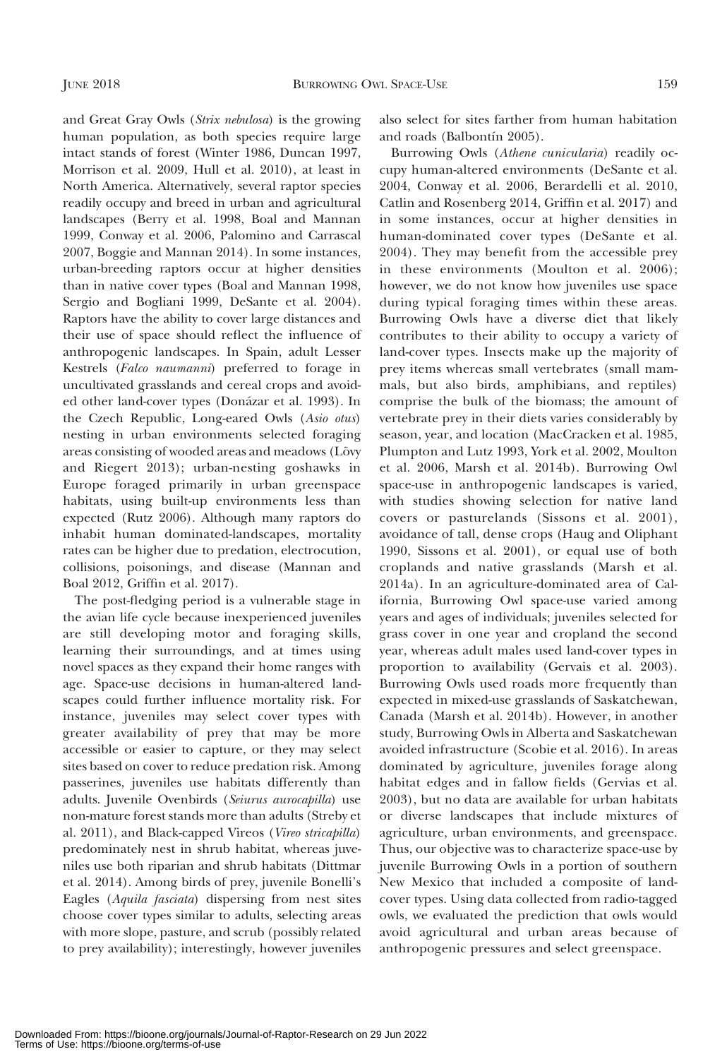and Great Gray Owls (*Strix nebulosa*) is the growing human population, as both species require large intact stands of forest (Winter 1986, Duncan 1997, Morrison et al. 2009, Hull et al. 2010), at least in North America. Alternatively, several raptor species readily occupy and breed in urban and agricultural landscapes (Berry et al. 1998, Boal and Mannan 1999, Conway et al. 2006, Palomino and Carrascal 2007, Boggie and Mannan 2014). In some instances, urban-breeding raptors occur at higher densities than in native cover types (Boal and Mannan 1998, Sergio and Bogliani 1999, DeSante et al. 2004). Raptors have the ability to cover large distances and their use of space should reflect the influence of anthropogenic landscapes. In Spain, adult Lesser Kestrels (*Falco naumanni*) preferred to forage in uncultivated grasslands and cereal crops and avoided other land-cover types (Donázar et al. 1993). In the Czech Republic, Long-eared Owls (*Asio otus*) nesting in urban environments selected foraging areas consisting of wooded areas and meadows (Lövy and Riegert 2013); urban-nesting goshawks in Europe foraged primarily in urban greenspace habitats, using built-up environments less than expected (Rutz 2006). Although many raptors do inhabit human dominated-landscapes, mortality rates can be higher due to predation, electrocution, collisions, poisonings, and disease (Mannan and Boal 2012, Griffin et al. 2017).

The post-fledging period is a vulnerable stage in the avian life cycle because inexperienced juveniles are still developing motor and foraging skills, learning their surroundings, and at times using novel spaces as they expand their home ranges with age. Space-use decisions in human-altered landscapes could further influence mortality risk. For instance, juveniles may select cover types with greater availability of prey that may be more accessible or easier to capture, or they may select sites based on cover to reduce predation risk. Among passerines, juveniles use habitats differently than adults. Juvenile Ovenbirds (*Seiurus aurocapilla*) use non-mature forest stands more than adults (Streby et al. 2011), and Black-capped Vireos (*Vireo stricapilla*) predominately nest in shrub habitat, whereas juveniles use both riparian and shrub habitats (Dittmar et al. 2014). Among birds of prey, juvenile Bonelli's Eagles (*Aquila fasciata*) dispersing from nest sites choose cover types similar to adults, selecting areas with more slope, pasture, and scrub (possibly related to prey availability); interestingly, however juveniles also select for sites farther from human habitation and roads (Balbontín 2005).

Burrowing Owls (*Athene cunicularia*) readily occupy human-altered environments (DeSante et al. 2004, Conway et al. 2006, Berardelli et al. 2010, Catlin and Rosenberg 2014, Griffin et al. 2017) and in some instances, occur at higher densities in human-dominated cover types (DeSante et al. 2004). They may benefit from the accessible prey in these environments (Moulton et al. 2006); however, we do not know how juveniles use space during typical foraging times within these areas. Burrowing Owls have a diverse diet that likely contributes to their ability to occupy a variety of land-cover types. Insects make up the majority of prey items whereas small vertebrates (small mammals, but also birds, amphibians, and reptiles) comprise the bulk of the biomass; the amount of vertebrate prey in their diets varies considerably by season, year, and location (MacCracken et al. 1985, Plumpton and Lutz 1993, York et al. 2002, Moulton et al. 2006, Marsh et al. 2014b). Burrowing Owl space-use in anthropogenic landscapes is varied, with studies showing selection for native land covers or pasturelands (Sissons et al. 2001), avoidance of tall, dense crops (Haug and Oliphant 1990, Sissons et al. 2001), or equal use of both croplands and native grasslands (Marsh et al. 2014a). In an agriculture-dominated area of California, Burrowing Owl space-use varied among years and ages of individuals; juveniles selected for grass cover in one year and cropland the second year, whereas adult males used land-cover types in proportion to availability (Gervais et al. 2003). Burrowing Owls used roads more frequently than expected in mixed-use grasslands of Saskatchewan, Canada (Marsh et al. 2014b). However, in another study, Burrowing Owls in Alberta and Saskatchewan avoided infrastructure (Scobie et al. 2016). In areas dominated by agriculture, juveniles forage along habitat edges and in fallow fields (Gervias et al. 2003), but no data are available for urban habitats or diverse landscapes that include mixtures of agriculture, urban environments, and greenspace. Thus, our objective was to characterize space-use by juvenile Burrowing Owls in a portion of southern New Mexico that included a composite of land-cover types. Using data collected from radio-tagged owls, we evaluated the prediction that owls would avoid agricultural and urban areas because of anthropogenic pressures and select greenspace.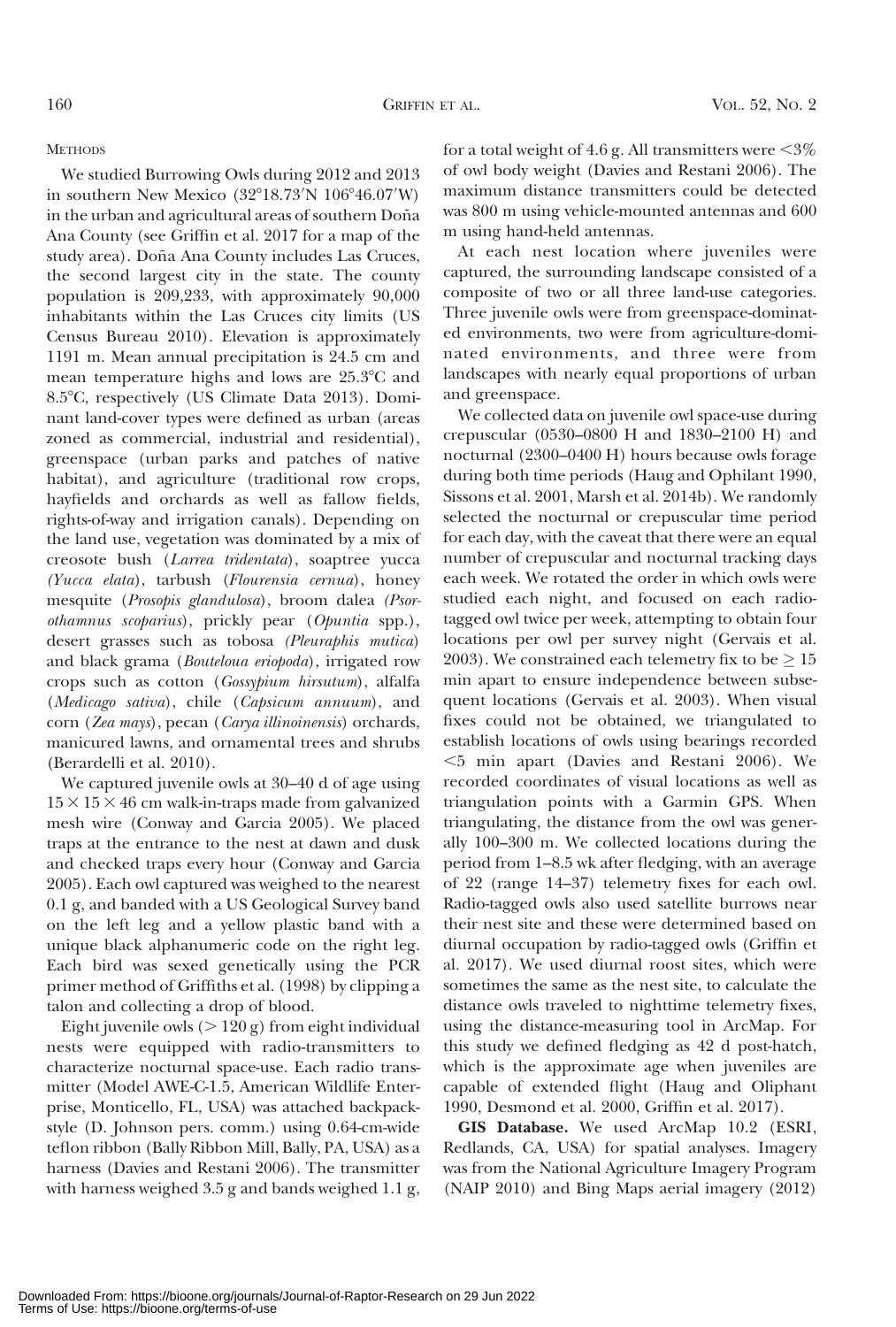## METHODS

We studied Burrowing Owls during 2012 and 2013 in southern New Mexico (32°18.73′N 106°46.07′W) in the urban and agricultural areas of southern Doña Ana County (see Griffin et al. 2017 for a map of the study area). Doña Ana County includes Las Cruces, the second largest city in the state. The county population is 209,233, with approximately 90,000 inhabitants within the Las Cruces city limits (US Census Bureau 2010). Elevation is approximately 1191 m. Mean annual precipitation is 24.5 cm and mean temperature highs and lows are 25.3°C and 8.5°C, respectively (US Climate Data 2013). Dominant land-cover types were defined as urban (areas zoned as commercial, industrial and residential), greenspace (urban parks and patches of native habitat), and agriculture (traditional row crops, hayfields and orchards as well as fallow fields, rights-of-way and irrigation canals). Depending on the land use, vegetation was dominated by a mix of creosote bush (*Larrea tridentata*), soaptree yucca (*Yucca elata*), tarbush (*Flourensia cernua*), honey mesquite (*Prosopis glandulosa*), broom dalea (*Psorothamnus scoparius*), prickly pear (*Opuntia* spp.), desert grasses such as tobosa (*Pleuraphis mutica*) and black grama (*Bouteloua eriopoda*), irrigated row crops such as cotton (*Gossypium hirsutum*), alfalfa (*Medicago sativa*), chile (*Capsicum annuum*), and corn (*Zea mays*), pecan (*Carya illinoinensis*) orchards, manicured lawns, and ornamental trees and shrubs (Berardelli et al. 2010).

We captured juvenile owls at 30–40 d of age using $15 \times 15 \times 46$ cm walk-in-traps made from galvanized mesh wire (Conway and Garcia 2005). We placed traps at the entrance to the nest at dawn and dusk and checked traps every hour (Conway and Garcia 2005). Each owl captured was weighed to the nearest 0.1 g, and banded with a US Geological Survey band on the left leg and a yellow plastic band with a unique black alphanumeric code on the right leg. Each bird was sexed genetically using the PCR primer method of Griffiths et al. (1998) by clipping a talon and collecting a drop of blood.

Eight juvenile owls ($>$ 120 g) from eight individual nests were equipped with radio-transmitters to characterize nocturnal space-use. Each radio transmitter (Model AWE-C-1.5, American Wildlife Enterprise, Monticello, FL, USA) was attached backpack-style (D. Johnson pers. comm.) using 0.64-cm-wide teflon ribbon (Bally Ribbon Mill, Bally, PA, USA) as a harness (Davies and Restani 2006). The transmitter with harness weighed 3.5 g and bands weighed 1.1 g, for a total weight of 4.6 g. All transmitters were $<$3% of owl body weight (Davies and Restani 2006). The maximum distance transmitters could be detected was 800 m using vehicle-mounted antennas and 600 m using hand-held antennas.

At each nest location where juveniles were captured, the surrounding landscape consisted of a composite of two or all three land-use categories. Three juvenile owls were from greenspace-dominated environments, two were from agriculture-dominated environments, and three were from landscapes with nearly equal proportions of urban and greenspace.

We collected data on juvenile owl space-use during crepuscular (0530–0800 H and 1830–2100 H) and nocturnal (2300–0400 H) hours because owls forage during both time periods (Haug and Ophilant 1990, Sissons et al. 2001, Marsh et al. 2014b). We randomly selected the nocturnal or crepuscular time period for each day, with the caveat that there were an equal number of crepuscular and nocturnal tracking days each week. We rotated the order in which owls were studied each night, and focused on each radio-tagged owl twice per week, attempting to obtain four locations per owl per survey night (Gervais et al. 2003). We constrained each telemetry fix to be $\geq$ 15 min apart to ensure independence between subsequent locations (Gervais et al. 2003). When visual fixes could not be obtained, we triangulated to establish locations of owls using bearings recorded $<$5 min apart (Davies and Restani 2006). We recorded coordinates of visual locations as well as triangulation points with a Garmin GPS. When triangulating, the distance from the owl was generally 100–300 m. We collected locations during the period from 1–8.5 wk after fledging, with an average of 22 (range 14–37) telemetry fixes for each owl. Radio-tagged owls also used satellite burrows near their nest site and these were determined based on diurnal occupation by radio-tagged owls (Griffin et al. 2017). We used diurnal roost sites, which were sometimes the same as the nest site, to calculate the distance owls traveled to nighttime telemetry fixes, using the distance-measuring tool in ArcMap. For this study we defined fledging as 42 d post-hatch, which is the approximate age when juveniles are capable of extended flight (Haug and Oliphant 1990, Desmond et al. 2000, Griffin et al. 2017).

**GIS Database.** We used ArcMap 10.2 (ESRI, Redlands, CA, USA) for spatial analyses. Imagery was from the National Agriculture Imagery Program (NAIP 2010) and Bing Maps aerial imagery (2012)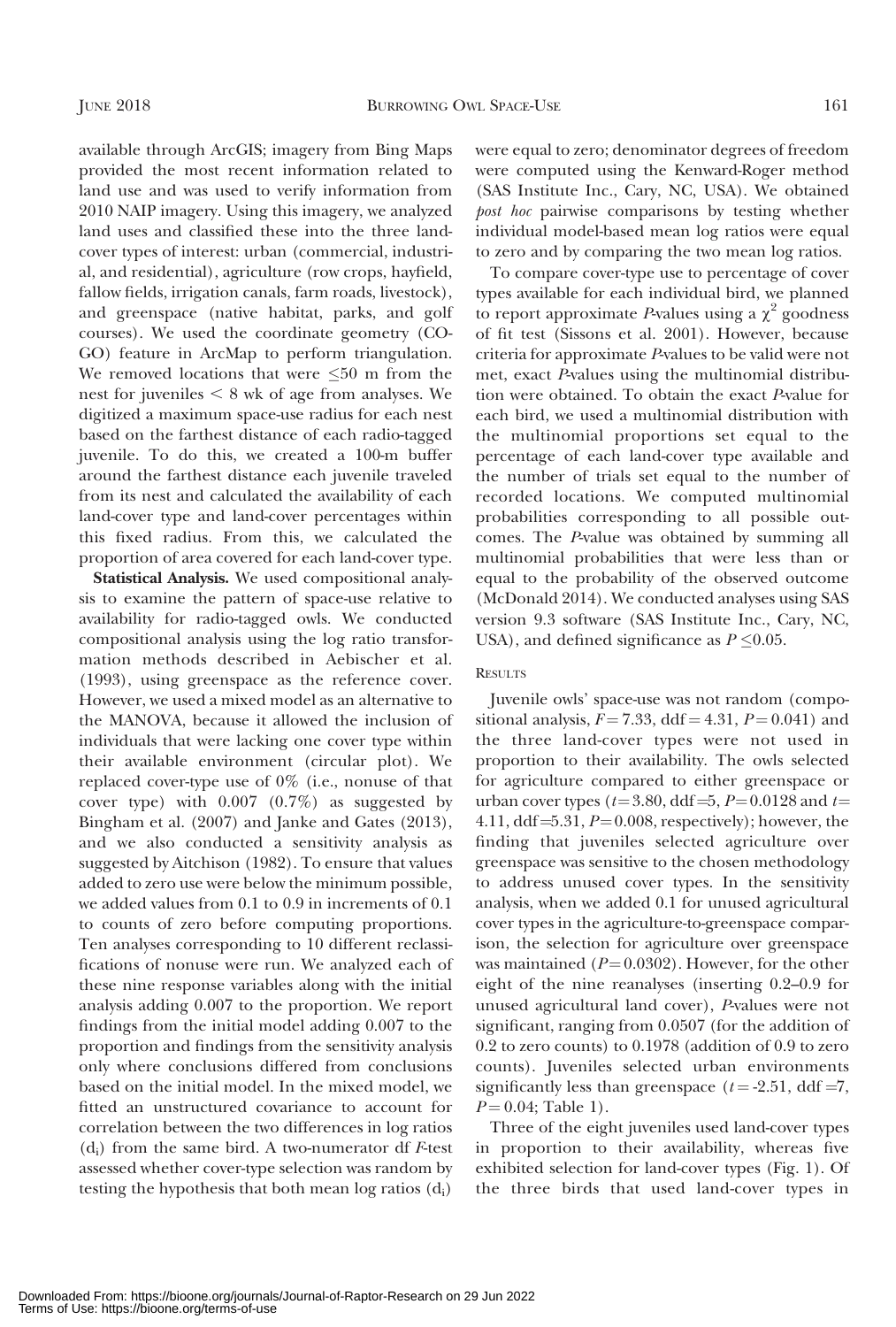available through ArcGIS; imagery from Bing Maps provided the most recent information related to land use and was used to verify information from 2010 NAIP imagery. Using this imagery, we analyzed land uses and classified these into the three land-cover types of interest: urban (commercial, industrial, and residential), agriculture (row crops, hayfield, fallow fields, irrigation canals, farm roads, livestock), and greenspace (native habitat, parks, and golf courses). We used the coordinate geometry (COGO) feature in ArcMap to perform triangulation. We removed locations that were $\leq$50 m from the nest for juveniles $<$ 8 wk of age from analyses. We digitized a maximum space-use radius for each nest based on the farthest distance of each radio-tagged juvenile. To do this, we created a 100-m buffer around the farthest distance each juvenile traveled from its nest and calculated the availability of each land-cover type and land-cover percentages within this fixed radius. From this, we calculated the proportion of area covered for each land-cover type.

**Statistical Analysis.** We used compositional analysis to examine the pattern of space-use relative to availability for radio-tagged owls. We conducted compositional analysis using the log ratio transformation methods described in Aebischer et al. (1993), using greenspace as the reference cover. However, we used a mixed model as an alternative to the MANOVA, because it allowed the inclusion of individuals that were lacking one cover type within their available environment (circular plot). We replaced cover-type use of 0% (i.e., nonuse of that cover type) with 0.007 (0.7%) as suggested by Bingham et al. (2007) and Janke and Gates (2013), and we also conducted a sensitivity analysis as suggested by Aitchison (1982). To ensure that values added to zero use were below the minimum possible, we added values from 0.1 to 0.9 in increments of 0.1 to counts of zero before computing proportions. Ten analyses corresponding to 10 different reclassifications of nonuse were run. We analyzed each of these nine response variables along with the initial analysis adding 0.007 to the proportion. We report findings from the initial model adding 0.007 to the proportion and findings from the sensitivity analysis only where conclusions differed from conclusions based on the initial model. In the mixed model, we fitted an unstructured covariance to account for correlation between the two differences in log ratios ($d_i$) from the same bird. A two-numerator df *F*-test assessed whether cover-type selection was random by testing the hypothesis that both mean log ratios ($d_i$) were equal to zero; denominator degrees of freedom were computed using the Kenward-Roger method (SAS Institute Inc., Cary, NC, USA). We obtained *post hoc* pairwise comparisons by testing whether individual model-based mean log ratios were equal to zero and by comparing the two mean log ratios.

To compare cover-type use to percentage of cover types available for each individual bird, we planned to report approximate *P*-values using a $\chi^2$ goodness of fit test (Sissons et al. 2001). However, because criteria for approximate *P*-values to be valid were not met, exact *P*-values using the multinomial distribution were obtained. To obtain the exact *P*-value for each bird, we used a multinomial distribution with the multinomial proportions set equal to the percentage of each land-cover type available and the number of trials set equal to the number of recorded locations. We computed multinomial probabilities corresponding to all possible outcomes. The *P*-value was obtained by summing all multinomial probabilities that were less than or equal to the probability of the observed outcome (McDonald 2014). We conducted analyses using SAS version 9.3 software (SAS Institute Inc., Cary, NC, USA), and defined significance as $P \leq 0.05$.

## RESULTS

Juvenile owls' space-use was not random (compositional analysis, $F = 7.33$, ddf = 4.31, $P = 0.041$) and the three land-cover types were not used in proportion to their availability. The owls selected for agriculture compared to either greenspace or urban cover types ($t = 3.80$, ddf = 5, $P = 0.0128$ and $t = 4.11$, ddf = 5.31, $P = 0.008$, respectively); however, the finding that juveniles selected agriculture over greenspace was sensitive to the chosen methodology to address unused cover types. In the sensitivity analysis, when we added 0.1 for unused agricultural cover types in the agriculture-to-greenspace comparison, the selection for agriculture over greenspace was maintained ($P = 0.0302$). However, for the other eight of the nine reanalyses (inserting 0.2–0.9 for unused agricultural land cover), *P*-values were not significant, ranging from 0.0507 (for the addition of 0.2 to zero counts) to 0.1978 (addition of 0.9 to zero counts). Juveniles selected urban environments significantly less than greenspace ($t = -2.51$, ddf = 7, $P = 0.04$; Table 1).

Three of the eight juveniles used land-cover types in proportion to their availability, whereas five exhibited selection for land-cover types (Fig. 1). Of the three birds that used land-cover types in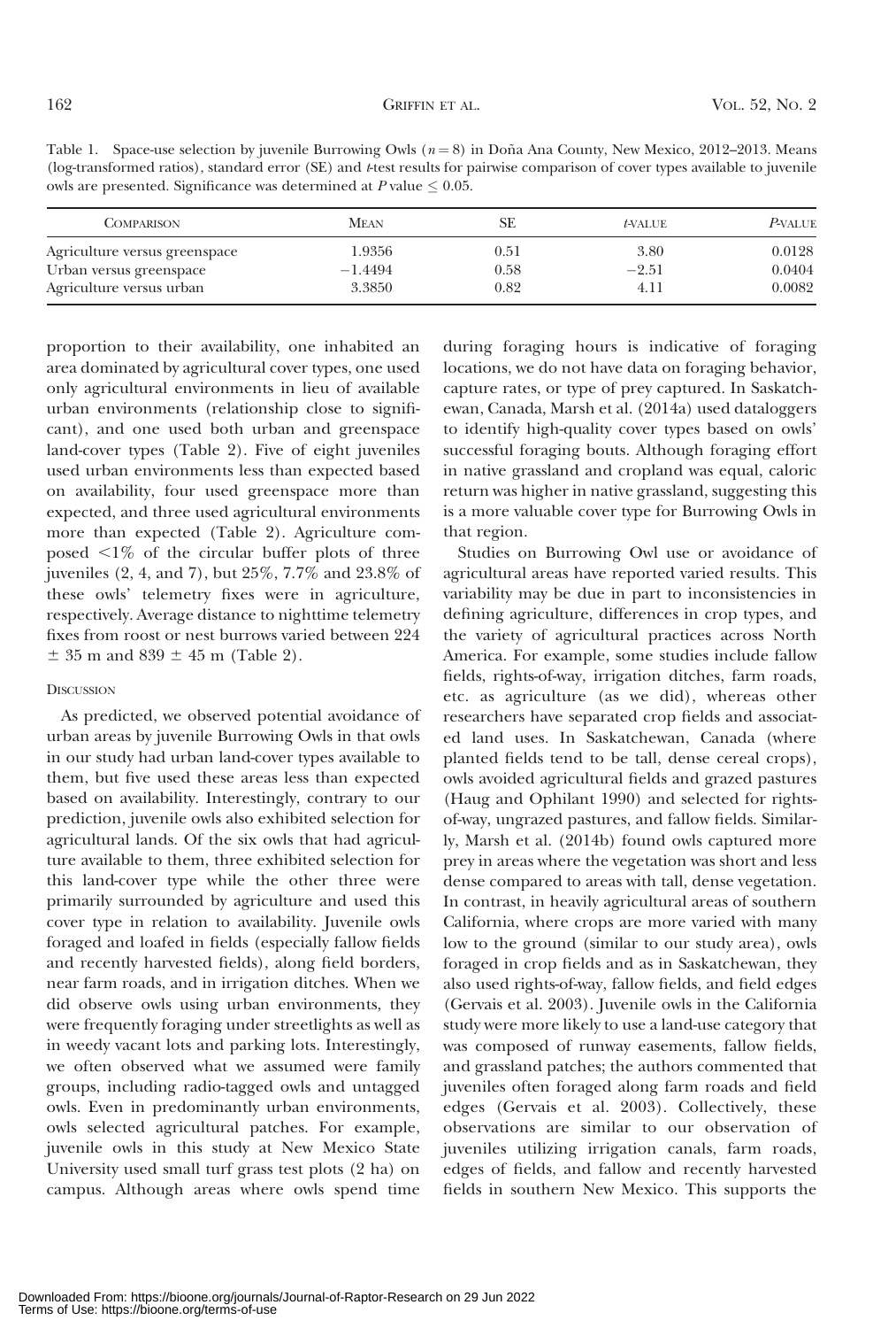Table 1. Space-use selection by juvenile Burrowing Owls ($n = 8$) in Doña Ana County, New Mexico, 2012–2013. Means (log-transformed ratios), standard error (SE) and $t$-test results for pairwise comparison of cover types available to juvenile owls are presented. Significance was determined at $P$ value $\leq 0.05$.

| Comparison | Mean | SE | $t$-value | $P$-value |
|---|---|---|---|---|
| Agriculture versus greenspace | 1.9356 | 0.51 | 3.80 | 0.0128 |
| Urban versus greenspace | −1.4494 | 0.58 | −2.51 | 0.0404 |
| Agriculture versus urban | 3.3850 | 0.82 | 4.11 | 0.0082 |

proportion to their availability, one inhabited an area dominated by agricultural cover types, one used only agricultural environments in lieu of available urban environments (relationship close to significant), and one used both urban and greenspace land-cover types (Table 2). Five of eight juveniles used urban environments less than expected based on availability, four used greenspace more than expected, and three used agricultural environments more than expected (Table 2). Agriculture composed <1% of the circular buffer plots of three juveniles (2, 4, and 7), but 25%, 7.7% and 23.8% of these owls' telemetry fixes were in agriculture, respectively. Average distance to nighttime telemetry fixes from roost or nest burrows varied between 224 ± 35 m and 839 ± 45 m (Table 2).

## Discussion

As predicted, we observed potential avoidance of urban areas by juvenile Burrowing Owls in that owls in our study had urban land-cover types available to them, but five used these areas less than expected based on availability. Interestingly, contrary to our prediction, juvenile owls also exhibited selection for agricultural lands. Of the six owls that had agriculture available to them, three exhibited selection for this land-cover type while the other three were primarily surrounded by agriculture and used this cover type in relation to availability. Juvenile owls foraged and loafed in fields (especially fallow fields and recently harvested fields), along field borders, near farm roads, and in irrigation ditches. When we did observe owls using urban environments, they were frequently foraging under streetlights as well as in weedy vacant lots and parking lots. Interestingly, we often observed what we assumed were family groups, including radio-tagged owls and untagged owls. Even in predominantly urban environments, owls selected agricultural patches. For example, juvenile owls in this study at New Mexico State University used small turf grass test plots (2 ha) on campus. Although areas where owls spend time during foraging hours is indicative of foraging locations, we do not have data on foraging behavior, capture rates, or type of prey captured. In Saskatchewan, Canada, Marsh et al. (2014a) used dataloggers to identify high-quality cover types based on owls' successful foraging bouts. Although foraging effort in native grassland and cropland was equal, caloric return was higher in native grassland, suggesting this is a more valuable cover type for Burrowing Owls in that region.

Studies on Burrowing Owl use or avoidance of agricultural areas have reported varied results. This variability may be due in part to inconsistencies in defining agriculture, differences in crop types, and the variety of agricultural practices across North America. For example, some studies include fallow fields, rights-of-way, irrigation ditches, farm roads, etc. as agriculture (as we did), whereas other researchers have separated crop fields and associated land uses. In Saskatchewan, Canada (where planted fields tend to be tall, dense cereal crops), owls avoided agricultural fields and grazed pastures (Haug and Ophilant 1990) and selected for rights-of-way, ungrazed pastures, and fallow fields. Similarly, Marsh et al. (2014b) found owls captured more prey in areas where the vegetation was short and less dense compared to areas with tall, dense vegetation. In contrast, in heavily agricultural areas of southern California, where crops are more varied with many low to the ground (similar to our study area), owls foraged in crop fields and as in Saskatchewan, they also used rights-of-way, fallow fields, and field edges (Gervais et al. 2003). Juvenile owls in the California study were more likely to use a land-use category that was composed of runway easements, fallow fields, and grassland patches; the authors commented that juveniles often foraged along farm roads and field edges (Gervais et al. 2003). Collectively, these observations are similar to our observation of juveniles utilizing irrigation canals, farm roads, edges of fields, and fallow and recently harvested fields in southern New Mexico. This supports the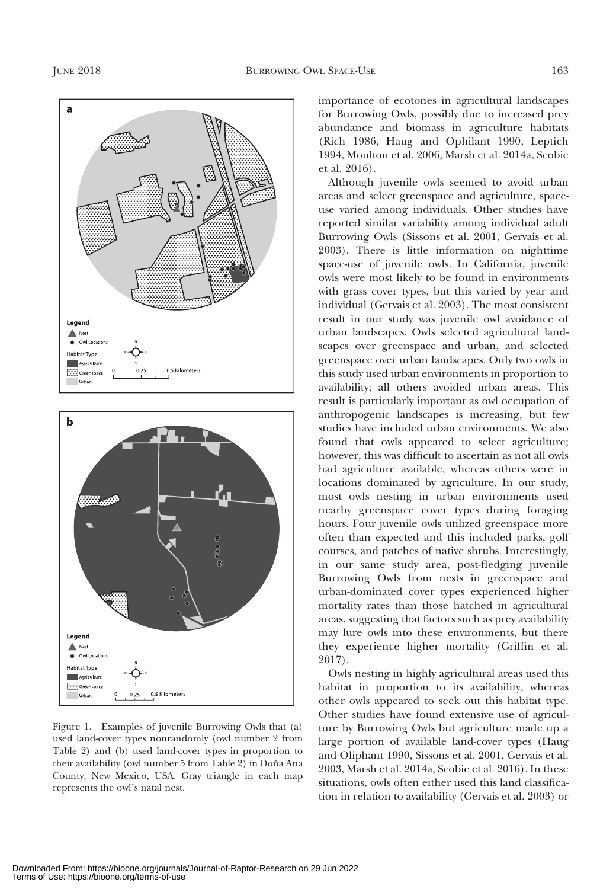Figure 1. Examples of juvenile Burrowing Owls that (a) used land-cover types nonrandomly (owl number 2 from Table 2) and (b) used land-cover types in proportion to their availability (owl number 5 from Table 2) in Doña Ana County, New Mexico, USA. Gray triangle in each map represents the owl's natal nest.

importance of ecotones in agricultural landscapes for Burrowing Owls, possibly due to increased prey abundance and biomass in agriculture habitats (Rich 1986, Haug and Ophilant 1990, Leptich 1994, Moulton et al. 2006, Marsh et al. 2014a, Scobie et al. 2016).

Although juvenile owls seemed to avoid urban areas and select greenspace and agriculture, space-use varied among individuals. Other studies have reported similar variability among individual adult Burrowing Owls (Sissons et al. 2001, Gervais et al. 2003). There is little information on nighttime space-use of juvenile owls. In California, juvenile owls were most likely to be found in environments with grass cover types, but this varied by year and individual (Gervais et al. 2003). The most consistent result in our study was juvenile owl avoidance of urban landscapes. Owls selected agricultural landscapes over greenspace and urban, and selected greenspace over urban landscapes. Only two owls in this study used urban environments in proportion to availability; all others avoided urban areas. This result is particularly important as owl occupation of anthropogenic landscapes is increasing, but few studies have included urban environments. We also found that owls appeared to select agriculture; however, this was difficult to ascertain as not all owls had agriculture available, whereas others were in locations dominated by agriculture. In our study, most owls nesting in urban environments used nearby greenspace cover types during foraging hours. Four juvenile owls utilized greenspace more often than expected and this included parks, golf courses, and patches of native shrubs. Interestingly, in our same study area, post-fledging juvenile Burrowing Owls from nests in greenspace and urban-dominated cover types experienced higher mortality rates than those hatched in agricultural areas, suggesting that factors such as prey availability may lure owls into these environments, but there they experience higher mortality (Griffin et al. 2017).

Owls nesting in highly agricultural areas used this habitat in proportion to its availability, whereas other owls appeared to seek out this habitat type. Other studies have found extensive use of agriculture by Burrowing Owls but agriculture made up a large portion of available land-cover types (Haug and Oliphant 1990, Sissons et al. 2001, Gervais et al. 2003, Marsh et al. 2014a, Scobie et al. 2016). In these situations, owls often either used this land classification in relation to availability (Gervais et al. 2003) or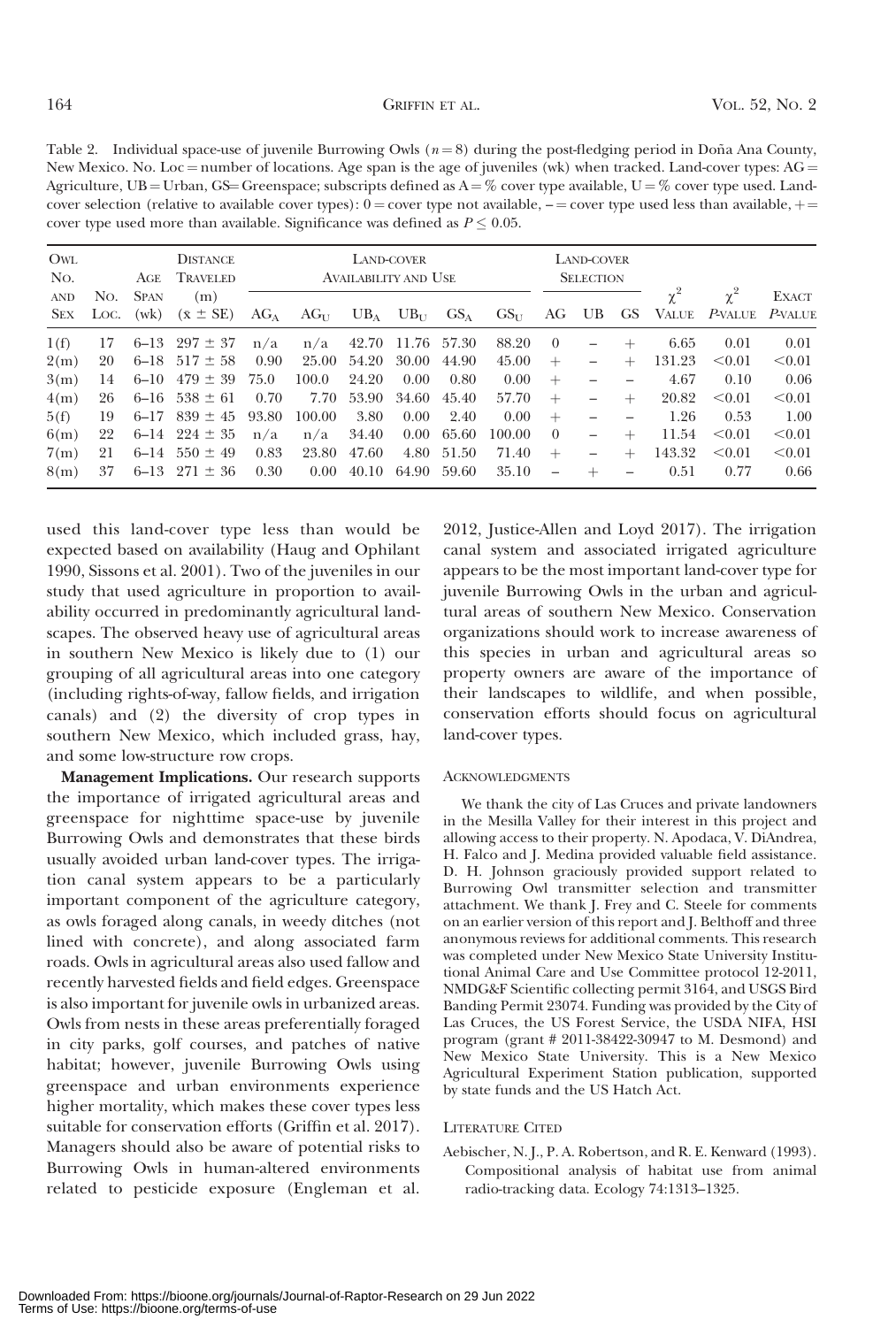Table 2. Individual space-use of juvenile Burrowing Owls ($n = 8$) during the post-fledging period in Doña Ana County, New Mexico. No. Loc = number of locations. Age span is the age of juveniles (wk) when tracked. Land-cover types: AG = Agriculture, UB = Urban, GS= Greenspace; subscripts defined as A = % cover type available, U = % cover type used. Land-cover selection (relative to available cover types): 0 = cover type not available, – = cover type used less than available, + = cover type used more than available. Significance was defined as $P \leq 0.05$.

| Owl No. and Sex | No. Loc. | Age Span (wk) | Distance Traveled (m) ($\bar{x} \pm$ SE) | Land-cover Availability and Use | | | | | | Land-cover Selection | | | $\chi^2$ Value | $\chi^2$ *P*-value | Exact *P*-value |
|---|---|---|---|---|---|---|---|---|---|---|---|---|---|---|---|
| | | | | $AG_A$ | $AG_U$ | $UB_A$ | $UB_U$ | $GS_A$ | $GS_U$ | AG | UB | GS | | | |
| 1(f) | 17 | 6–13 | 297 ± 37 | n/a | n/a | 42.70 | 11.76 | 57.30 | 88.20 | 0 | – | + | 6.65 | 0.01 | 0.01 |
| 2(m) | 20 | 6–18 | 517 ± 58 | 0.90 | 25.00 | 54.20 | 30.00 | 44.90 | 45.00 | + | – | + | 131.23 | <0.01 | <0.01 |
| 3(m) | 14 | 6–10 | 479 ± 39 | 75.0 | 100.0 | 24.20 | 0.00 | 0.80 | 0.00 | + | – | – | 4.67 | 0.10 | 0.06 |
| 4(m) | 26 | 6–16 | 538 ± 61 | 0.70 | 7.70 | 53.90 | 34.60 | 45.40 | 57.70 | + | – | + | 20.82 | <0.01 | <0.01 |
| 5(f) | 19 | 6–17 | 839 ± 45 | 93.80 | 100.00 | 3.80 | 0.00 | 2.40 | 0.00 | + | – | – | 1.26 | 0.53 | 1.00 |
| 6(m) | 22 | 6–14 | 224 ± 35 | n/a | n/a | 34.40 | 0.00 | 65.60 | 100.00 | 0 | – | + | 11.54 | <0.01 | <0.01 |
| 7(m) | 21 | 6–14 | 550 ± 49 | 0.83 | 23.80 | 47.60 | 4.80 | 51.50 | 71.40 | + | – | + | 143.32 | <0.01 | <0.01 |
| 8(m) | 37 | 6–13 | 271 ± 36 | 0.30 | 0.00 | 40.10 | 64.90 | 59.60 | 35.10 | – | + | – | 0.51 | 0.77 | 0.66 |

used this land-cover type less than would be expected based on availability (Haug and Ophilant 1990, Sissons et al. 2001). Two of the juveniles in our study that used agriculture in proportion to availability occurred in predominantly agricultural landscapes. The observed heavy use of agricultural areas in southern New Mexico is likely due to (1) our grouping of all agricultural areas into one category (including rights-of-way, fallow fields, and irrigation canals) and (2) the diversity of crop types in southern New Mexico, which included grass, hay, and some low-structure row crops.

**Management Implications.** Our research supports the importance of irrigated agricultural areas and greenspace for nighttime space-use by juvenile Burrowing Owls and demonstrates that these birds usually avoided urban land-cover types. The irrigation canal system appears to be a particularly important component of the agriculture category, as owls foraged along canals, in weedy ditches (not lined with concrete), and along associated farm roads. Owls in agricultural areas also used fallow and recently harvested fields and field edges. Greenspace is also important for juvenile owls in urbanized areas. Owls from nests in these areas preferentially foraged in city parks, golf courses, and patches of native habitat; however, juvenile Burrowing Owls using greenspace and urban environments experience higher mortality, which makes these cover types less suitable for conservation efforts (Griffin et al. 2017). Managers should also be aware of potential risks to Burrowing Owls in human-altered environments related to pesticide exposure (Engleman et al. 2012, Justice-Allen and Loyd 2017). The irrigation canal system and associated irrigated agriculture appears to be the most important land-cover type for juvenile Burrowing Owls in the urban and agricultural areas of southern New Mexico. Conservation organizations should work to increase awareness of this species in urban and agricultural areas so property owners are aware of the importance of their landscapes to wildlife, and when possible, conservation efforts should focus on agricultural land-cover types.

## Acknowledgments

We thank the city of Las Cruces and private landowners in the Mesilla Valley for their interest in this project and allowing access to their property. N. Apodaca, V. DiAndrea, H. Falco and J. Medina provided valuable field assistance. D. H. Johnson graciously provided support related to Burrowing Owl transmitter selection and transmitter attachment. We thank J. Frey and C. Steele for comments on an earlier version of this report and J. Belthoff and three anonymous reviews for additional comments. This research was completed under New Mexico State University Institutional Animal Care and Use Committee protocol 12-2011, NMDG&F Scientific collecting permit 3164, and USGS Bird Banding Permit 23074. Funding was provided by the City of Las Cruces, the US Forest Service, the USDA NIFA, HSI program (grant # 2011-38422-30947 to M. Desmond) and New Mexico State University. This is a New Mexico Agricultural Experiment Station publication, supported by state funds and the US Hatch Act.

## Literature Cited

Aebischer, N. J., P. A. Robertson, and R. E. Kenward (1993). Compositional analysis of habitat use from animal radio-tracking data. Ecology 74:1313–1325.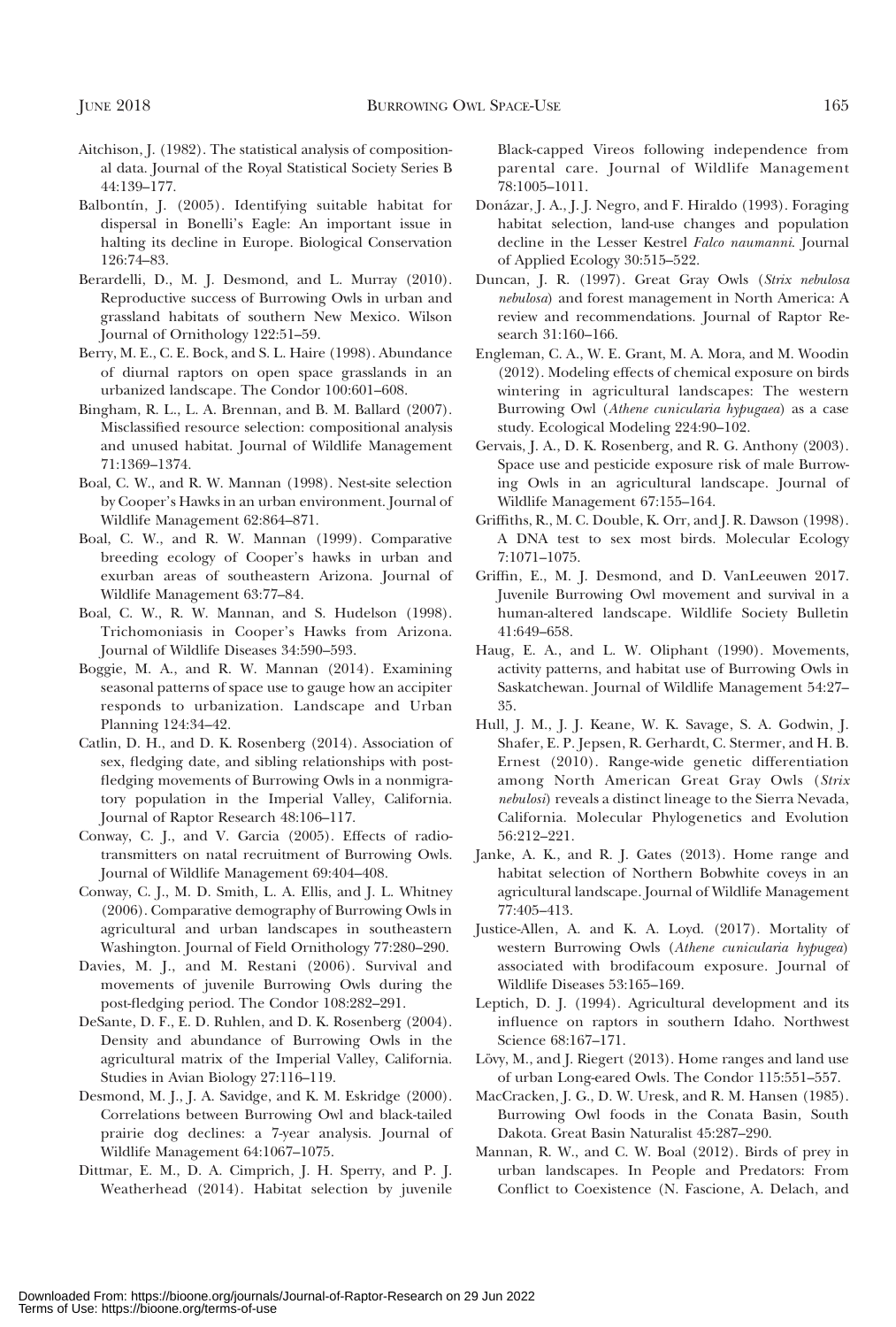Aitchison, J. (1982). The statistical analysis of compositional data. Journal of the Royal Statistical Society Series B 44:139–177.

Balbontín, J. (2005). Identifying suitable habitat for dispersal in Bonelli's Eagle: An important issue in halting its decline in Europe. Biological Conservation 126:74–83.

Berardelli, D., M. J. Desmond, and L. Murray (2010). Reproductive success of Burrowing Owls in urban and grassland habitats of southern New Mexico. Wilson Journal of Ornithology 122:51–59.

Berry, M. E., C. E. Bock, and S. L. Haire (1998). Abundance of diurnal raptors on open space grasslands in an urbanized landscape. The Condor 100:601–608.

Bingham, R. L., L. A. Brennan, and B. M. Ballard (2007). Misclassified resource selection: compositional analysis and unused habitat. Journal of Wildlife Management 71:1369–1374.

Boal, C. W., and R. W. Mannan (1998). Nest-site selection by Cooper's Hawks in an urban environment. Journal of Wildlife Management 62:864–871.

Boal, C. W., and R. W. Mannan (1999). Comparative breeding ecology of Cooper's hawks in urban and exurban areas of southeastern Arizona. Journal of Wildlife Management 63:77–84.

Boal, C. W., R. W. Mannan, and S. Hudelson (1998). Trichomoniasis in Cooper's Hawks from Arizona. Journal of Wildlife Diseases 34:590–593.

Boggie, M. A., and R. W. Mannan (2014). Examining seasonal patterns of space use to gauge how an accipiter responds to urbanization. Landscape and Urban Planning 124:34–42.

Catlin, D. H., and D. K. Rosenberg (2014). Association of sex, fledging date, and sibling relationships with post-fledging movements of Burrowing Owls in a nonmigratory population in the Imperial Valley, California. Journal of Raptor Research 48:106–117.

Conway, C. J., and V. Garcia (2005). Effects of radio-transmitters on natal recruitment of Burrowing Owls. Journal of Wildlife Management 69:404–408.

Conway, C. J., M. D. Smith, L. A. Ellis, and J. L. Whitney (2006). Comparative demography of Burrowing Owls in agricultural and urban landscapes in southeastern Washington. Journal of Field Ornithology 77:280–290.

Davies, M. J., and M. Restani (2006). Survival and movements of juvenile Burrowing Owls during the post-fledging period. The Condor 108:282–291.

DeSante, D. F., E. D. Ruhlen, and D. K. Rosenberg (2004). Density and abundance of Burrowing Owls in the agricultural matrix of the Imperial Valley, California. Studies in Avian Biology 27:116–119.

Desmond, M. J., J. A. Savidge, and K. M. Eskridge (2000). Correlations between Burrowing Owl and black-tailed prairie dog declines: a 7-year analysis. Journal of Wildlife Management 64:1067–1075.

Dittmar, E. M., D. A. Cimprich, J. H. Sperry, and P. J. Weatherhead (2014). Habitat selection by juvenile Black-capped Vireos following independence from parental care. Journal of Wildlife Management 78:1005–1011.

Donázar, J. A., J. J. Negro, and F. Hiraldo (1993). Foraging habitat selection, land-use changes and population decline in the Lesser Kestrel *Falco naumanni*. Journal of Applied Ecology 30:515–522.

Duncan, J. R. (1997). Great Gray Owls (*Strix nebulosa nebulosa*) and forest management in North America: A review and recommendations. Journal of Raptor Research 31:160–166.

Engleman, C. A., W. E. Grant, M. A. Mora, and M. Woodin (2012). Modeling effects of chemical exposure on birds wintering in agricultural landscapes: The western Burrowing Owl (*Athene cunicularia hypugaea*) as a case study. Ecological Modeling 224:90–102.

Gervais, J. A., D. K. Rosenberg, and R. G. Anthony (2003). Space use and pesticide exposure risk of male Burrowing Owls in an agricultural landscape. Journal of Wildlife Management 67:155–164.

Griffiths, R., M. C. Double, K. Orr, and J. R. Dawson (1998). A DNA test to sex most birds. Molecular Ecology 7:1071–1075.

Griffin, E., M. J. Desmond, and D. VanLeeuwen 2017. Juvenile Burrowing Owl movement and survival in a human-altered landscape. Wildlife Society Bulletin 41:649–658.

Haug, E. A., and L. W. Oliphant (1990). Movements, activity patterns, and habitat use of Burrowing Owls in Saskatchewan. Journal of Wildlife Management 54:27–35.

Hull, J. M., J. J. Keane, W. K. Savage, S. A. Godwin, J. Shafer, E. P. Jepsen, R. Gerhardt, C. Stermer, and H. B. Ernest (2010). Range-wide genetic differentiation among North American Great Gray Owls (*Strix nebulosi*) reveals a distinct lineage to the Sierra Nevada, California. Molecular Phylogenetics and Evolution 56:212–221.

Janke, A. K., and R. J. Gates (2013). Home range and habitat selection of Northern Bobwhite coveys in an agricultural landscape. Journal of Wildlife Management 77:405–413.

Justice-Allen, A. and K. A. Loyd. (2017). Mortality of western Burrowing Owls (*Athene cunicularia hypugea*) associated with brodifacoum exposure. Journal of Wildlife Diseases 53:165–169.

Leptich, D. J. (1994). Agricultural development and its influence on raptors in southern Idaho. Northwest Science 68:167–171.

Lõvy, M., and J. Riegert (2013). Home ranges and land use of urban Long-eared Owls. The Condor 115:551–557.

MacCracken, J. G., D. W. Uresk, and R. M. Hansen (1985). Burrowing Owl foods in the Conata Basin, South Dakota. Great Basin Naturalist 45:287–290.

Mannan, R. W., and C. W. Boal (2012). Birds of prey in urban landscapes. In People and Predators: From Conflict to Coexistence (N. Fascione, A. Delach, and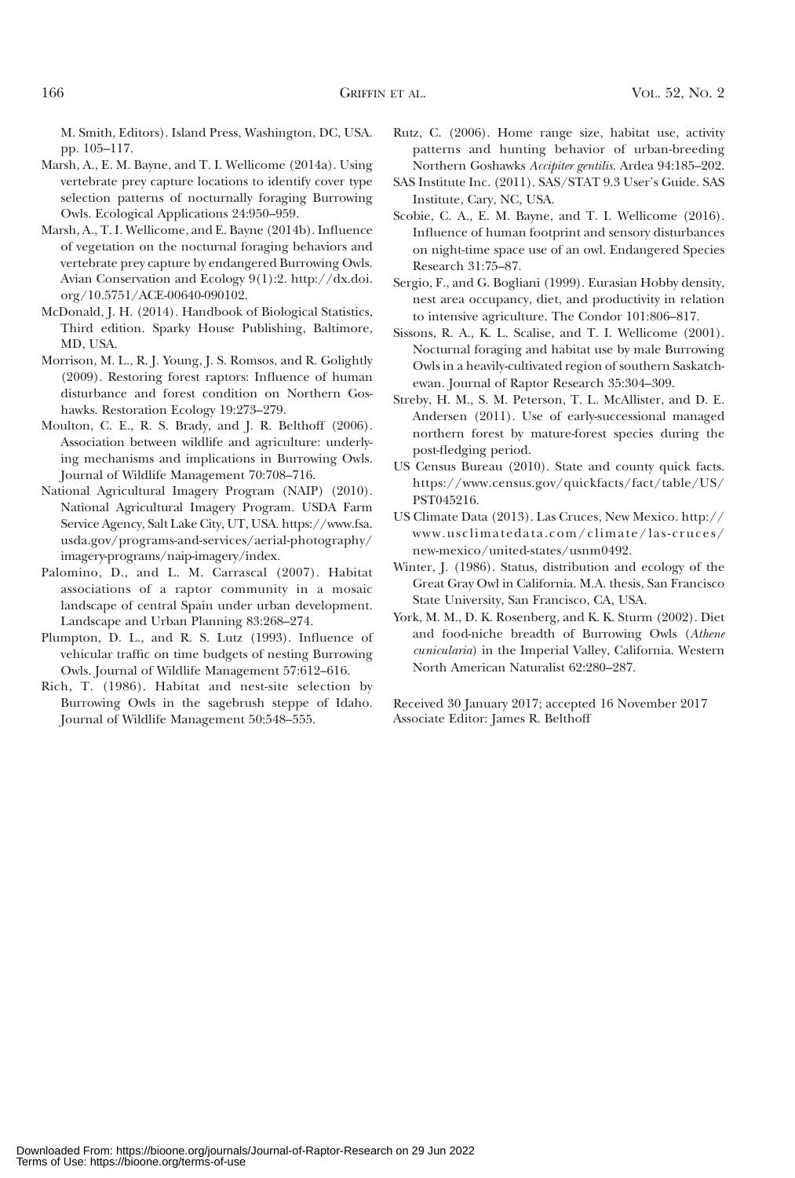M. Smith, Editors). Island Press, Washington, DC, USA. pp. 105–117.

Marsh, A., E. M. Bayne, and T. I. Wellicome (2014a). Using vertebrate prey capture locations to identify cover type selection patterns of nocturnally foraging Burrowing Owls. Ecological Applications 24:950–959.

Marsh, A., T. I. Wellicome, and E. Bayne (2014b). Influence of vegetation on the nocturnal foraging behaviors and vertebrate prey capture by endangered Burrowing Owls. Avian Conservation and Ecology 9(1):2. http://dx.doi.org/10.5751/ACE-00640-090102.

McDonald, J. H. (2014). Handbook of Biological Statistics, Third edition. Sparky House Publishing, Baltimore, MD, USA.

Morrison, M. L., R. J. Young, J. S. Romsos, and R. Golightly (2009). Restoring forest raptors: Influence of human disturbance and forest condition on Northern Goshawks. Restoration Ecology 19:273–279.

Moulton, C. E., R. S. Brady, and J. R. Belthoff (2006). Association between wildlife and agriculture: underlying mechanisms and implications in Burrowing Owls. Journal of Wildlife Management 70:708–716.

National Agricultural Imagery Program (NAIP) (2010). National Agricultural Imagery Program. USDA Farm Service Agency, Salt Lake City, UT, USA. https://www.fsa.usda.gov/programs-and-services/aerial-photography/imagery-programs/naip-imagery/index.

Palomino, D., and L. M. Carrascal (2007). Habitat associations of a raptor community in a mosaic landscape of central Spain under urban development. Landscape and Urban Planning 83:268–274.

Plumpton, D. L., and R. S. Lutz (1993). Influence of vehicular traffic on time budgets of nesting Burrowing Owls. Journal of Wildlife Management 57:612–616.

Rich, T. (1986). Habitat and nest-site selection by Burrowing Owls in the sagebrush steppe of Idaho. Journal of Wildlife Management 50:548–555.

Rutz, C. (2006). Home range size, habitat use, activity patterns and hunting behavior of urban-breeding Northern Goshawks *Accipiter gentilis*. Ardea 94:185–202.

SAS Institute Inc. (2011). SAS/STAT 9.3 User's Guide. SAS Institute, Cary, NC, USA.

Scobie, C. A., E. M. Bayne, and T. I. Wellicome (2016). Influence of human footprint and sensory disturbances on night-time space use of an owl. Endangered Species Research 31:75–87.

Sergio, F., and G. Bogliani (1999). Eurasian Hobby density, nest area occupancy, diet, and productivity in relation to intensive agriculture. The Condor 101:806–817.

Sissons, R. A., K. L. Scalise, and T. I. Wellicome (2001). Nocturnal foraging and habitat use by male Burrowing Owls in a heavily-cultivated region of southern Saskatchewan. Journal of Raptor Research 35:304–309.

Streby, H. M., S. M. Peterson, T. L. McAllister, and D. E. Andersen (2011). Use of early-successional managed northern forest by mature-forest species during the post-fledging period.

US Census Bureau (2010). State and county quick facts. https://www.census.gov/quickfacts/fact/table/US/PST045216.

US Climate Data (2013). Las Cruces, New Mexico. http://www.usclimatedata.com/climate/las-cruces/new-mexico/united-states/usnm0492.

Winter, J. (1986). Status, distribution and ecology of the Great Gray Owl in California. M.A. thesis, San Francisco State University, San Francisco, CA, USA.

York, M. M., D. K. Rosenberg, and K. K. Sturm (2002). Diet and food-niche breadth of Burrowing Owls (*Athene cunicularia*) in the Imperial Valley, California. Western North American Naturalist 62:280–287.

Received 30 January 2017; accepted 16 November 2017
Associate Editor: James R. Belthoff